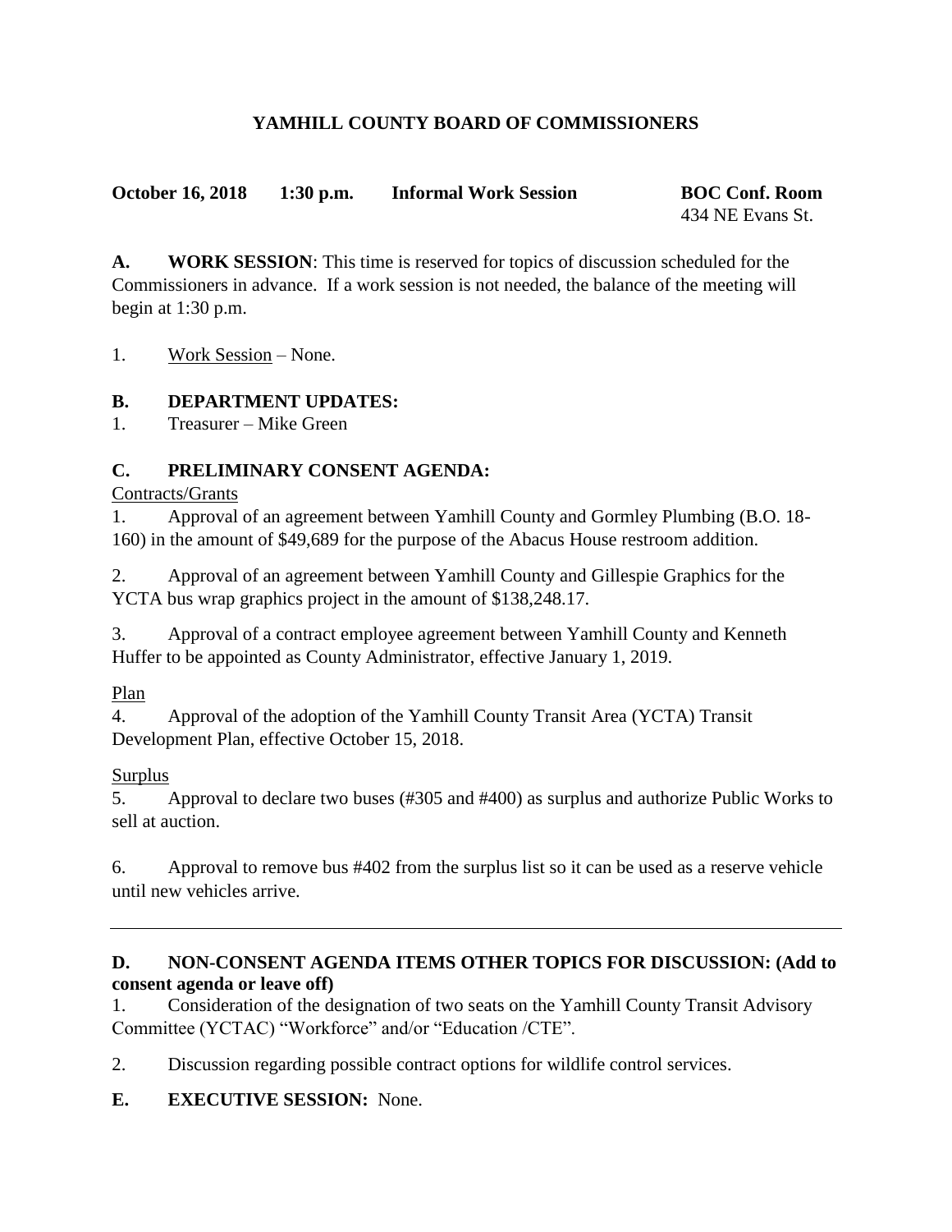# YAMHILL COUNTY BOARD OF COMMISSIONERS

**October 16, 2018 1:30 p.m. Informal Work Session BOC Conf. Room**
434 NE Evans St.

**A. WORK SESSION**: This time is reserved for topics of discussion scheduled for the Commissioners in advance. If a work session is not needed, the balance of the meeting will begin at 1:30 p.m.

1. Work Session – None.

**B. DEPARTMENT UPDATES:**

1. Treasurer – Mike Green

**C. PRELIMINARY CONSENT AGENDA:**

Contracts/Grants

1. Approval of an agreement between Yamhill County and Gormley Plumbing (B.O. 18-160) in the amount of $49,689 for the purpose of the Abacus House restroom addition.

2. Approval of an agreement between Yamhill County and Gillespie Graphics for the YCTA bus wrap graphics project in the amount of $138,248.17.

3. Approval of a contract employee agreement between Yamhill County and Kenneth Huffer to be appointed as County Administrator, effective January 1, 2019.

Plan

4. Approval of the adoption of the Yamhill County Transit Area (YCTA) Transit Development Plan, effective October 15, 2018.

Surplus

5. Approval to declare two buses (#305 and #400) as surplus and authorize Public Works to sell at auction.

6. Approval to remove bus #402 from the surplus list so it can be used as a reserve vehicle until new vehicles arrive.

---

**D. NON-CONSENT AGENDA ITEMS OTHER TOPICS FOR DISCUSSION: (Add to consent agenda or leave off)**

1. Consideration of the designation of two seats on the Yamhill County Transit Advisory Committee (YCTAC) "Workforce" and/or "Education /CTE".

2. Discussion regarding possible contract options for wildlife control services.

**E. EXECUTIVE SESSION:** None.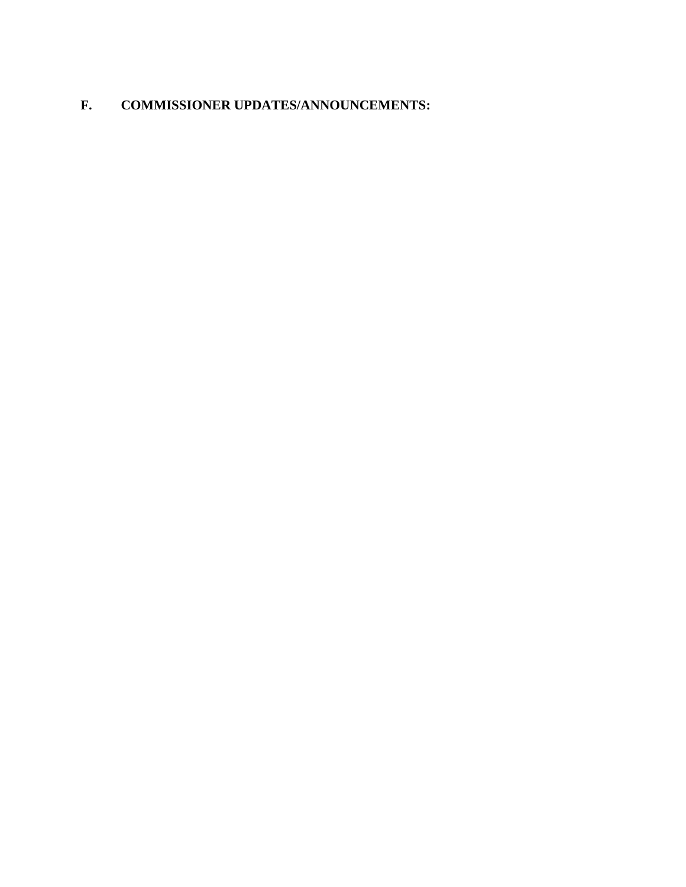**F. COMMISSIONER UPDATES/ANNOUNCEMENTS:**